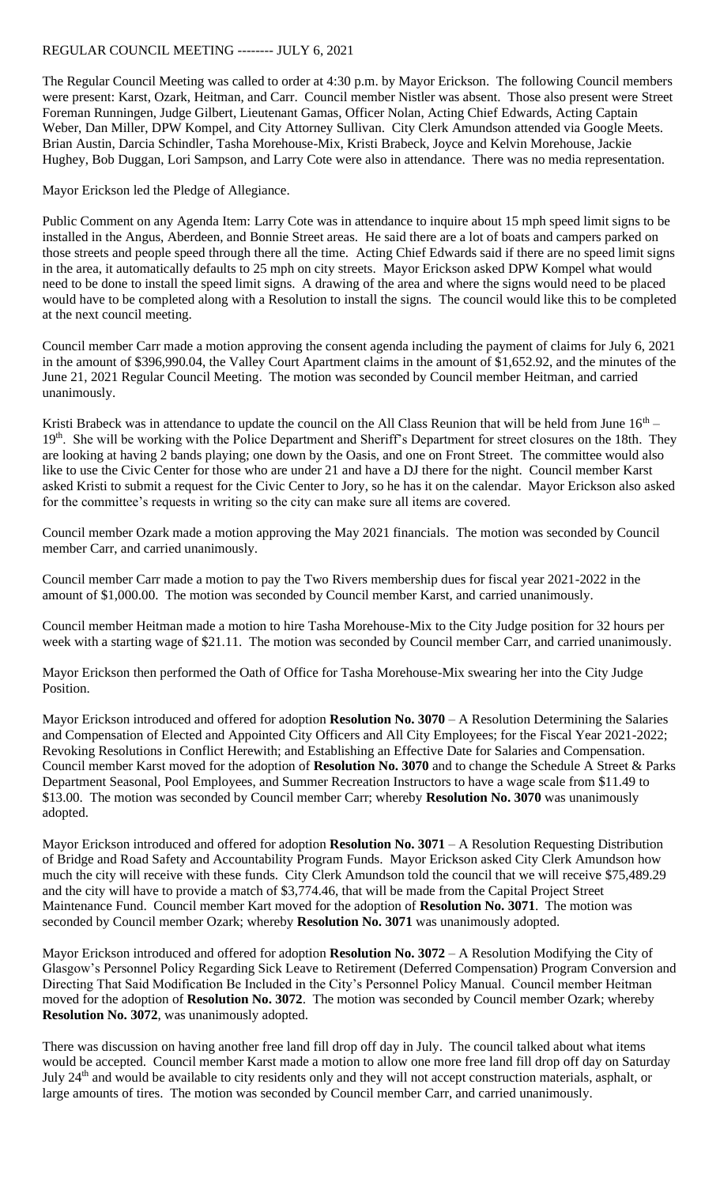REGULAR COUNCIL MEETING -------- JULY 6, 2021

The Regular Council Meeting was called to order at 4:30 p.m. by Mayor Erickson. The following Council members were present: Karst, Ozark, Heitman, and Carr. Council member Nistler was absent. Those also present were Street Foreman Runningen, Judge Gilbert, Lieutenant Gamas, Officer Nolan, Acting Chief Edwards, Acting Captain Weber, Dan Miller, DPW Kompel, and City Attorney Sullivan. City Clerk Amundson attended via Google Meets. Brian Austin, Darcia Schindler, Tasha Morehouse-Mix, Kristi Brabeck, Joyce and Kelvin Morehouse, Jackie Hughey, Bob Duggan, Lori Sampson, and Larry Cote were also in attendance. There was no media representation.

Mayor Erickson led the Pledge of Allegiance.

Public Comment on any Agenda Item: Larry Cote was in attendance to inquire about 15 mph speed limit signs to be installed in the Angus, Aberdeen, and Bonnie Street areas. He said there are a lot of boats and campers parked on those streets and people speed through there all the time. Acting Chief Edwards said if there are no speed limit signs in the area, it automatically defaults to 25 mph on city streets. Mayor Erickson asked DPW Kompel what would need to be done to install the speed limit signs. A drawing of the area and where the signs would need to be placed would have to be completed along with a Resolution to install the signs. The council would like this to be completed at the next council meeting.

Council member Carr made a motion approving the consent agenda including the payment of claims for July 6, 2021 in the amount of $396,990.04, the Valley Court Apartment claims in the amount of $1,652.92, and the minutes of the June 21, 2021 Regular Council Meeting. The motion was seconded by Council member Heitman, and carried unanimously.

Kristi Brabeck was in attendance to update the council on the All Class Reunion that will be held from June 16th – 19th. She will be working with the Police Department and Sheriff's Department for street closures on the 18th. They are looking at having 2 bands playing; one down by the Oasis, and one on Front Street. The committee would also like to use the Civic Center for those who are under 21 and have a DJ there for the night. Council member Karst asked Kristi to submit a request for the Civic Center to Jory, so he has it on the calendar. Mayor Erickson also asked for the committee's requests in writing so the city can make sure all items are covered.

Council member Ozark made a motion approving the May 2021 financials. The motion was seconded by Council member Carr, and carried unanimously.

Council member Carr made a motion to pay the Two Rivers membership dues for fiscal year 2021-2022 in the amount of $1,000.00. The motion was seconded by Council member Karst, and carried unanimously.

Council member Heitman made a motion to hire Tasha Morehouse-Mix to the City Judge position for 32 hours per week with a starting wage of $21.11. The motion was seconded by Council member Carr, and carried unanimously.

Mayor Erickson then performed the Oath of Office for Tasha Morehouse-Mix swearing her into the City Judge Position.

Mayor Erickson introduced and offered for adoption **Resolution No. 3070** – A Resolution Determining the Salaries and Compensation of Elected and Appointed City Officers and All City Employees; for the Fiscal Year 2021-2022; Revoking Resolutions in Conflict Herewith; and Establishing an Effective Date for Salaries and Compensation. Council member Karst moved for the adoption of **Resolution No. 3070** and to change the Schedule A Street & Parks Department Seasonal, Pool Employees, and Summer Recreation Instructors to have a wage scale from $11.49 to $13.00. The motion was seconded by Council member Carr; whereby **Resolution No. 3070** was unanimously adopted.

Mayor Erickson introduced and offered for adoption **Resolution No. 3071** – A Resolution Requesting Distribution of Bridge and Road Safety and Accountability Program Funds. Mayor Erickson asked City Clerk Amundson how much the city will receive with these funds. City Clerk Amundson told the council that we will receive $75,489.29 and the city will have to provide a match of $3,774.46, that will be made from the Capital Project Street Maintenance Fund. Council member Kart moved for the adoption of **Resolution No. 3071**. The motion was seconded by Council member Ozark; whereby **Resolution No. 3071** was unanimously adopted.

Mayor Erickson introduced and offered for adoption **Resolution No. 3072** – A Resolution Modifying the City of Glasgow's Personnel Policy Regarding Sick Leave to Retirement (Deferred Compensation) Program Conversion and Directing That Said Modification Be Included in the City's Personnel Policy Manual. Council member Heitman moved for the adoption of **Resolution No. 3072**. The motion was seconded by Council member Ozark; whereby **Resolution No. 3072**, was unanimously adopted.

There was discussion on having another free land fill drop off day in July. The council talked about what items would be accepted. Council member Karst made a motion to allow one more free land fill drop off day on Saturday July 24th and would be available to city residents only and they will not accept construction materials, asphalt, or large amounts of tires. The motion was seconded by Council member Carr, and carried unanimously.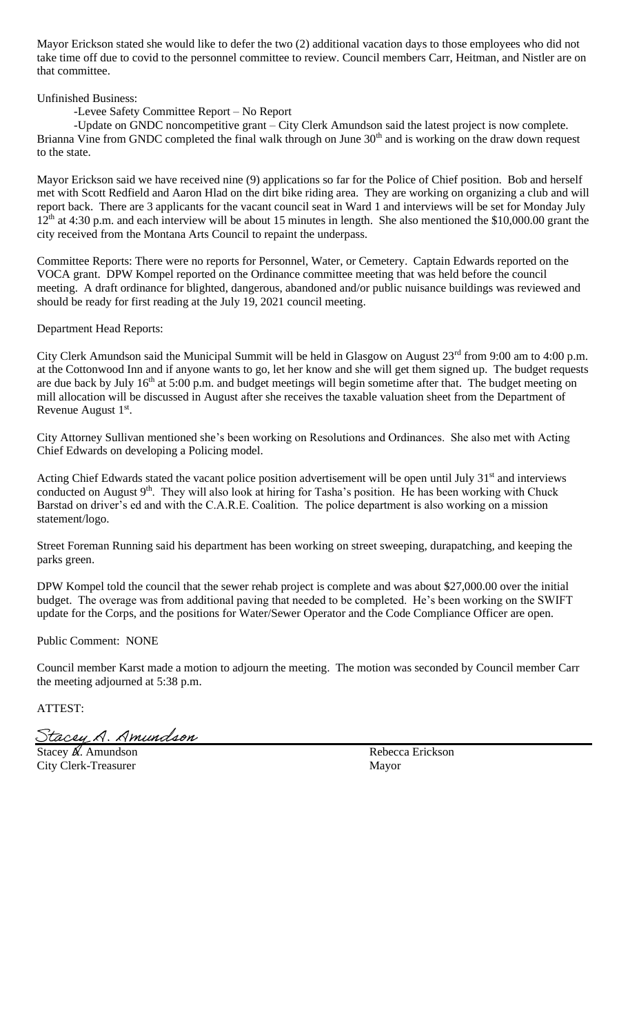Mayor Erickson stated she would like to defer the two (2) additional vacation days to those employees who did not take time off due to covid to the personnel committee to review. Council members Carr, Heitman, and Nistler are on that committee.

Unfinished Business:

-Levee Safety Committee Report – No Report

-Update on GNDC noncompetitive grant – City Clerk Amundson said the latest project is now complete. Brianna Vine from GNDC completed the final walk through on June 30th and is working on the draw down request to the state.

Mayor Erickson said we have received nine (9) applications so far for the Police of Chief position. Bob and herself met with Scott Redfield and Aaron Hlad on the dirt bike riding area. They are working on organizing a club and will report back. There are 3 applicants for the vacant council seat in Ward 1 and interviews will be set for Monday July 12th at 4:30 p.m. and each interview will be about 15 minutes in length. She also mentioned the $10,000.00 grant the city received from the Montana Arts Council to repaint the underpass.

Committee Reports: There were no reports for Personnel, Water, or Cemetery. Captain Edwards reported on the VOCA grant. DPW Kompel reported on the Ordinance committee meeting that was held before the council meeting. A draft ordinance for blighted, dangerous, abandoned and/or public nuisance buildings was reviewed and should be ready for first reading at the July 19, 2021 council meeting.

Department Head Reports:

City Clerk Amundson said the Municipal Summit will be held in Glasgow on August 23rd from 9:00 am to 4:00 p.m. at the Cottonwood Inn and if anyone wants to go, let her know and she will get them signed up. The budget requests are due back by July 16th at 5:00 p.m. and budget meetings will begin sometime after that. The budget meeting on mill allocation will be discussed in August after she receives the taxable valuation sheet from the Department of Revenue August 1st.

City Attorney Sullivan mentioned she's been working on Resolutions and Ordinances. She also met with Acting Chief Edwards on developing a Policing model.

Acting Chief Edwards stated the vacant police position advertisement will be open until July 31st and interviews conducted on August 9th. They will also look at hiring for Tasha's position. He has been working with Chuck Barstad on driver's ed and with the C.A.R.E. Coalition. The police department is also working on a mission statement/logo.

Street Foreman Running said his department has been working on street sweeping, durapatching, and keeping the parks green.

DPW Kompel told the council that the sewer rehab project is complete and was about $27,000.00 over the initial budget. The overage was from additional paving that needed to be completed. He's been working on the SWIFT update for the Corps, and the positions for Water/Sewer Operator and the Code Compliance Officer are open.

Public Comment: NONE

Council member Karst made a motion to adjourn the meeting. The motion was seconded by Council member Carr the meeting adjourned at 5:38 p.m.

ATTEST:

*Stacey A. Amundson*

Stacey A. Amundson
City Clerk-Treasurer

Rebecca Erickson
Mayor